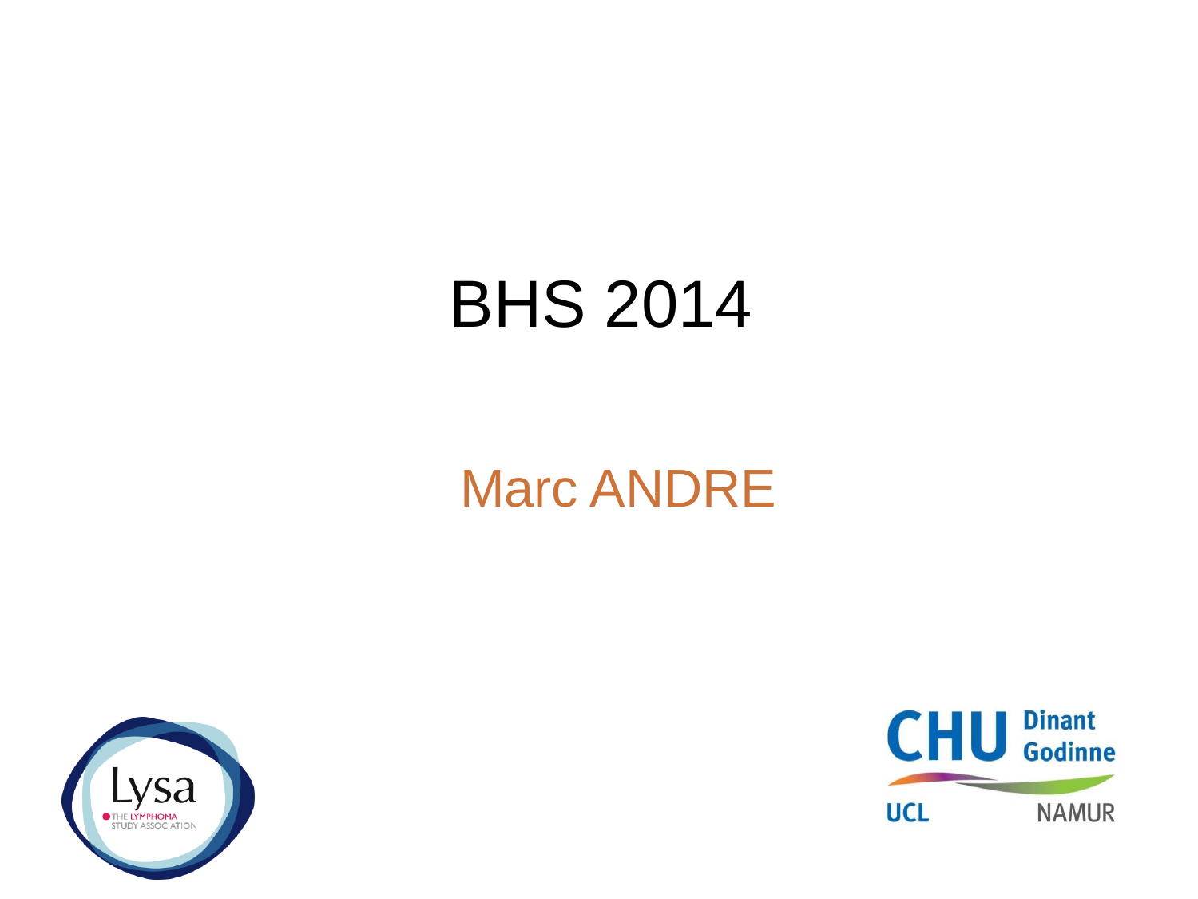# BHS 2014

Marc ANDRE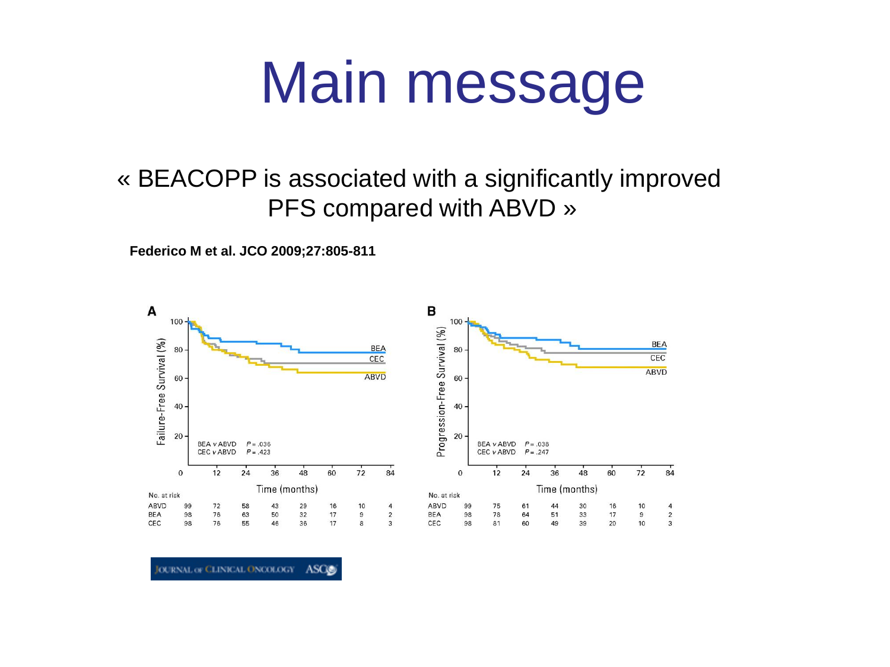# Main message

« BEACOPP is associated with a significantly improved PFS compared with ABVD »

**Federico M et al. JCO 2009;27:805-811**

**A**

Failure-Free Survival (%)

BEA v ABVD $P = .036$
CEC v ABVD $P = .423$

Time (months)

No. at risk

| | 0 | 12 | 24 | 36 | 48 | 60 | 72 | 84 |
|---|---|---|---|---|---|---|---|---|
| ABVD | 99 | 72 | 58 | 43 | 29 | 16 | 10 | 4 |
| BEA | 98 | 76 | 63 | 50 | 32 | 17 | 9 | 2 |
| CEC | 98 | 76 | 55 | 46 | 36 | 17 | 8 | 3 |

**B**

Progression-Free Survival (%)

BEA v ABVD $P = .038$
CEC v ABVD $P = .247$

Time (months)

No. at risk

| | 0 | 12 | 24 | 36 | 48 | 60 | 72 | 84 |
|---|---|---|---|---|---|---|---|---|
| ABVD | 99 | 75 | 61 | 44 | 30 | 16 | 10 | 4 |
| BEA | 98 | 78 | 64 | 51 | 33 | 17 | 9 | 2 |
| CEC | 98 | 81 | 60 | 49 | 39 | 20 | 10 | 3 |

JOURNAL OF CLINICAL ONCOLOGY ASCO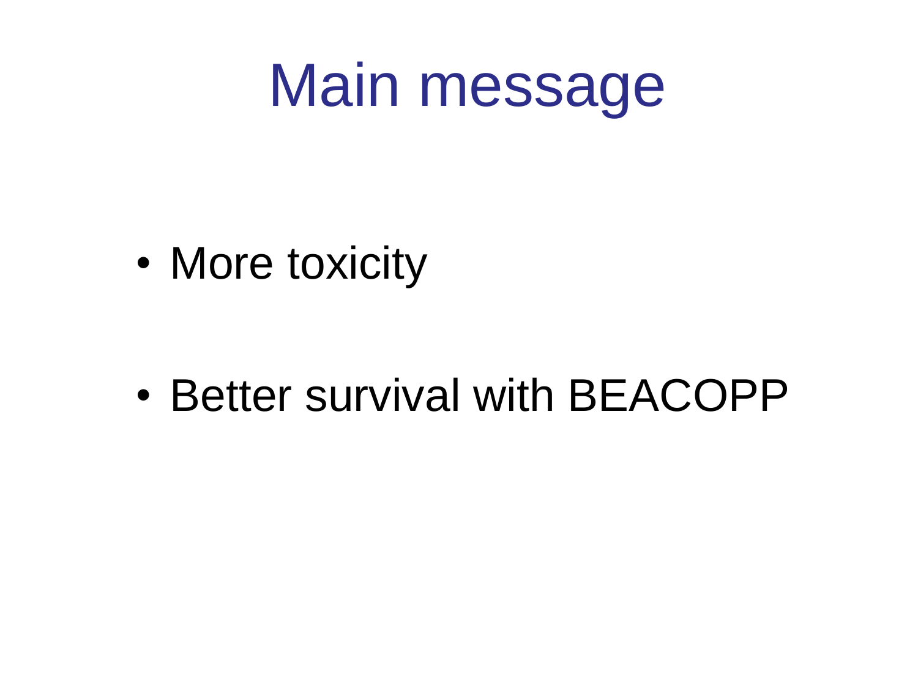# Main message

- More toxicity
- Better survival with BEACOPP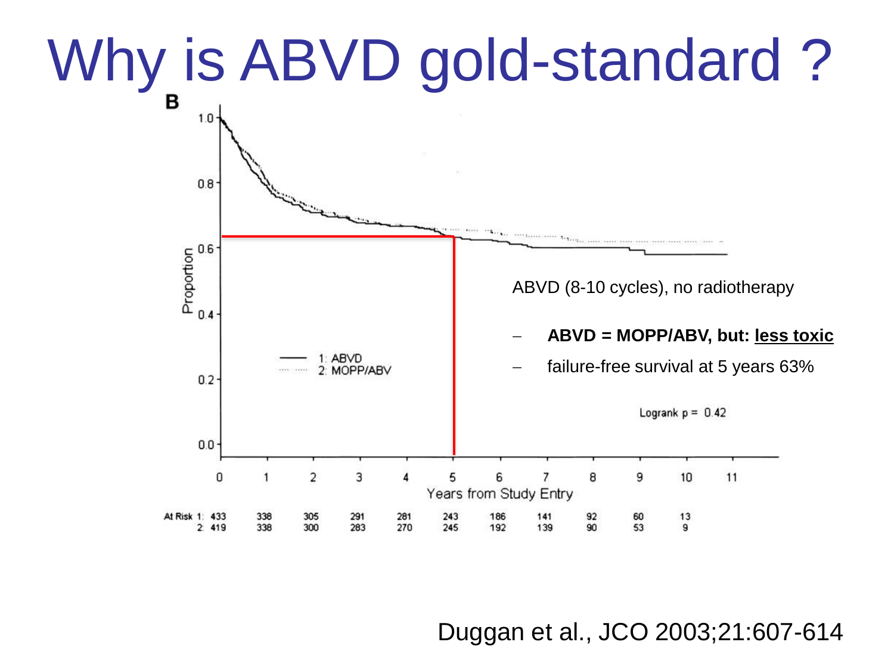# Why is ABVD gold-standard ?

B

1: ABVD
2: MOPP/ABV

Proportion

Years from Study Entry

| At Risk | 0 | 1 | 2 | 3 | 4 | 5 | 6 | 7 | 8 | 9 | 10 |
|---|---|---|---|---|---|---|---|---|---|---|---|
| 1: | 433 | 338 | 305 | 291 | 281 | 243 | 186 | 141 | 92 | 60 | 13 |
| 2: | 419 | 338 | 300 | 283 | 270 | 245 | 192 | 139 | 90 | 53 | 9 |

ABVD (8-10 cycles), no radiotherapy

- **ABVD = MOPP/ABV, but: <u>less toxic</u>**
- failure-free survival at 5 years 63%

Logrank $p = 0.42$

Duggan et al., JCO 2003;21:607-614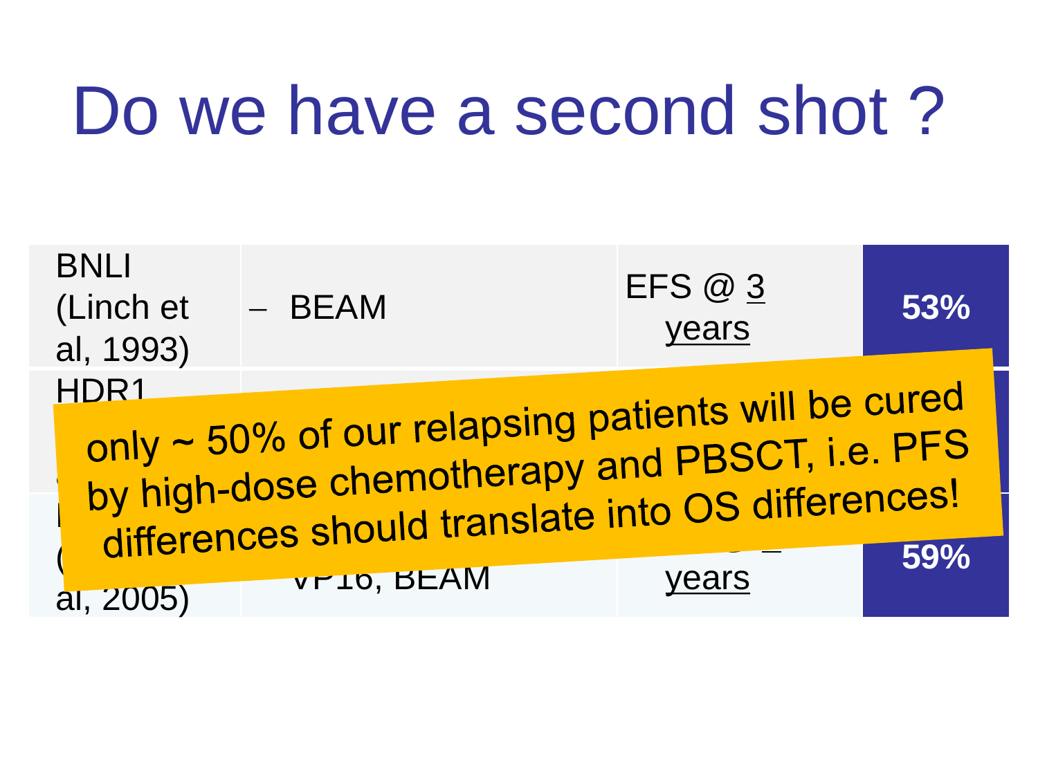# Do we have a second shot ?

| | | | |
|---|---|---|---|
| BNLI (Linch et al, 1993) | – BEAM | EFS @ 3 years | **53%** |
| HDR1 | | | |
| (... al, 2005) | VP16, BEAM | years | **59%** |

**only ~ 50% of our relapsing patients will be cured by high-dose chemotherapy and PBSCT, i.e. PFS differences should translate into OS differences!**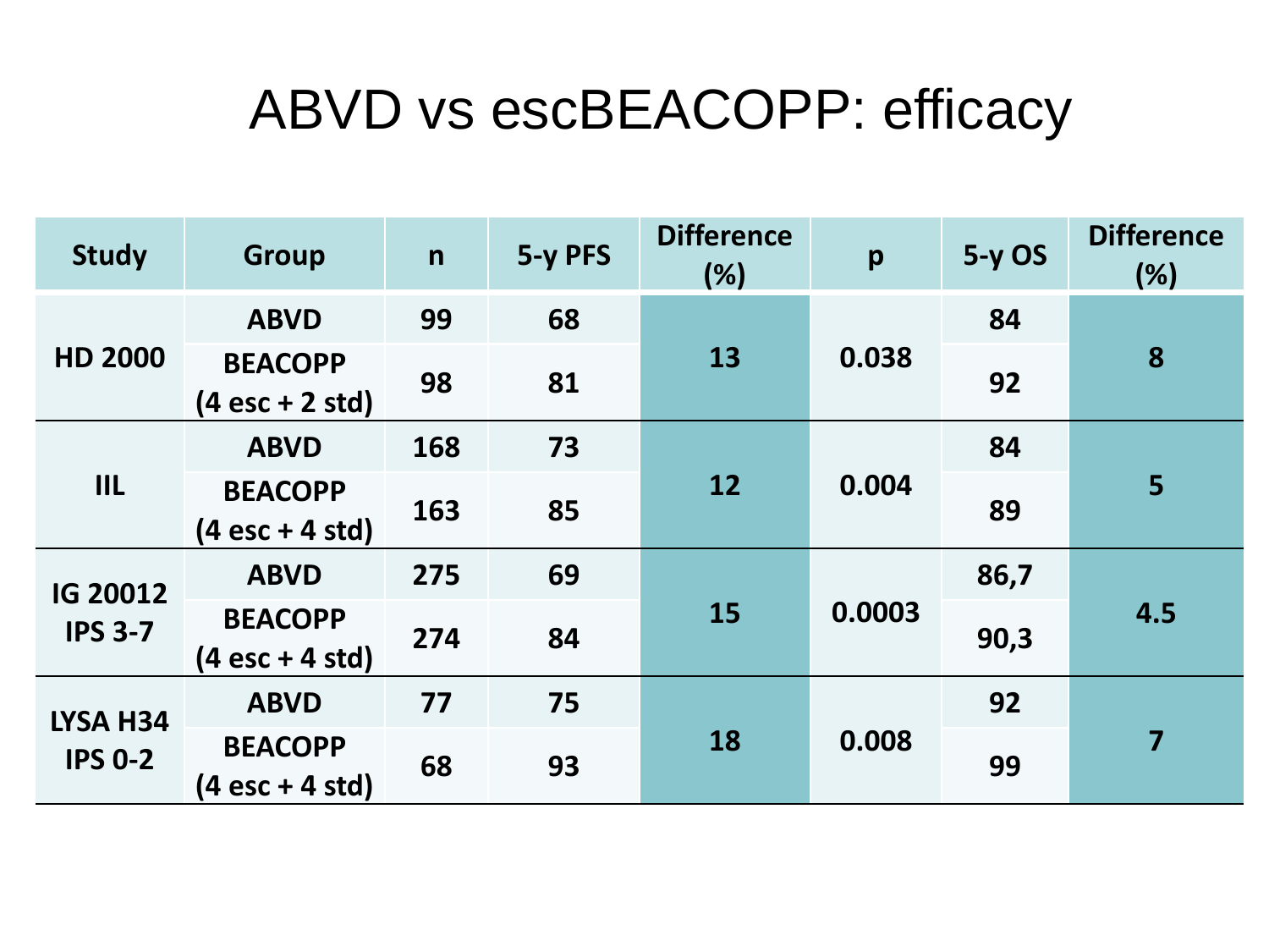# ABVD vs escBEACOPP: efficacy

| Study | Group | n | 5-y PFS | Difference (%) | p | 5-y OS | Difference (%) |
|---|---|---|---|---|---|---|---|
| HD 2000 | ABVD | 99 | 68 | 13 | 0.038 | 84 | 8 |
| | BEACOPP (4 esc + 2 std) | 98 | 81 | | | 92 | |
| IIL | ABVD | 168 | 73 | 12 | 0.004 | 84 | 5 |
| | BEACOPP (4 esc + 4 std) | 163 | 85 | | | 89 | |
| IG 20012 IPS 3-7 | ABVD | 275 | 69 | 15 | 0.0003 | 86,7 | 4.5 |
| | BEACOPP (4 esc + 4 std) | 274 | 84 | | | 90,3 | |
| LYSA H34 IPS 0-2 | ABVD | 77 | 75 | 18 | 0.008 | 92 | 7 |
| | BEACOPP (4 esc + 4 std) | 68 | 93 | | | 99 | |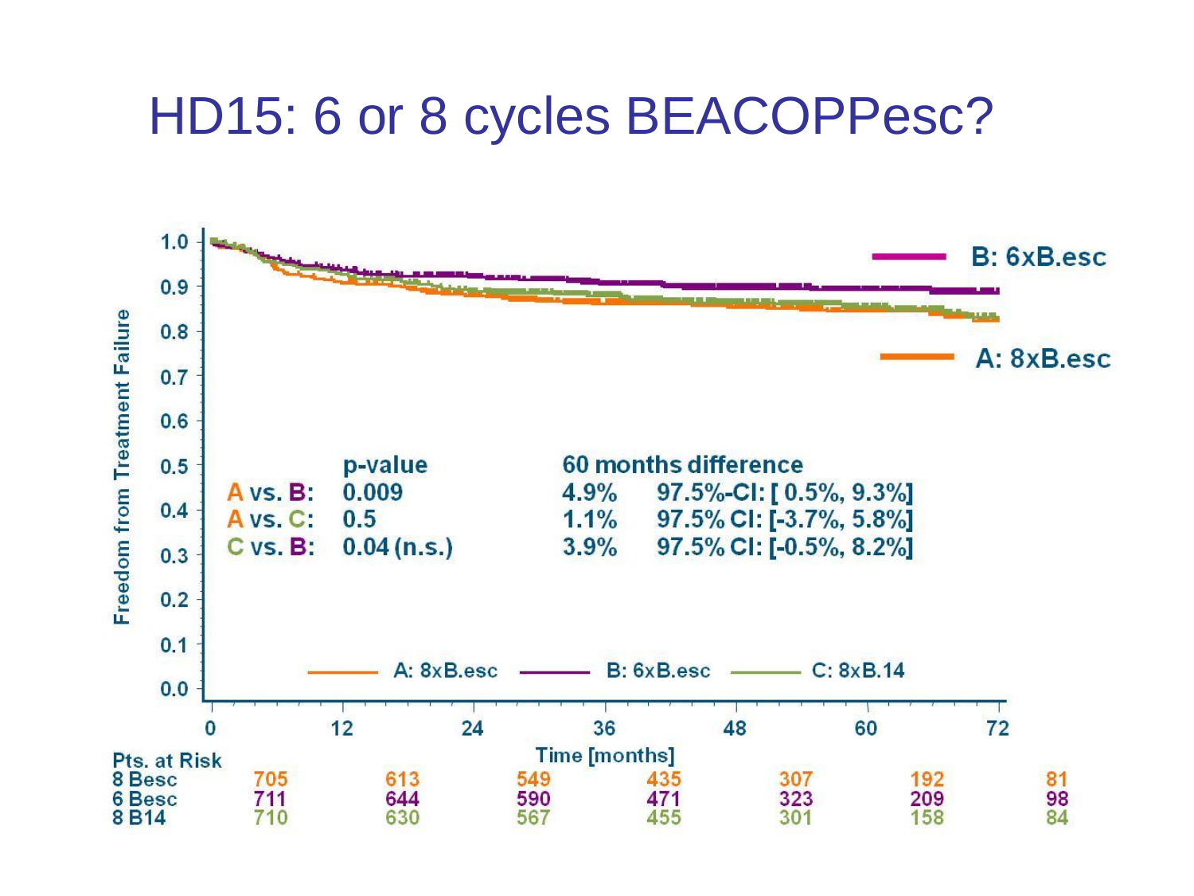# HD15: 6 or 8 cycles BEACOPPesc?

| | p-value | 60 months difference | |
|---|---|---|---|
| A vs. B: | 0.009 | 4.9% | 97.5%-CI: [ 0.5%, 9.3%] |
| A vs. C: | 0.5 | 1.1% | 97.5% CI: [-3.7%, 5.8%] |
| C vs. B: | 0.04 (n.s.) | 3.9% | 97.5% CI: [-0.5%, 8.2%] |

Freedom from Treatment Failure

A: 8xB.esc — B: 6xB.esc — C: 8xB.14

Time [months]

| Pts. at Risk | 0 | 12 | 24 | 36 | 48 | 60 | 72 |
|---|---|---|---|---|---|---|---|
| 8 Besc | 705 | 613 | 549 | 435 | 307 | 192 | 81 |
| 6 Besc | 711 | 644 | 590 | 471 | 323 | 209 | 98 |
| 8 B14 | 710 | 630 | 567 | 455 | 301 | 158 | 84 |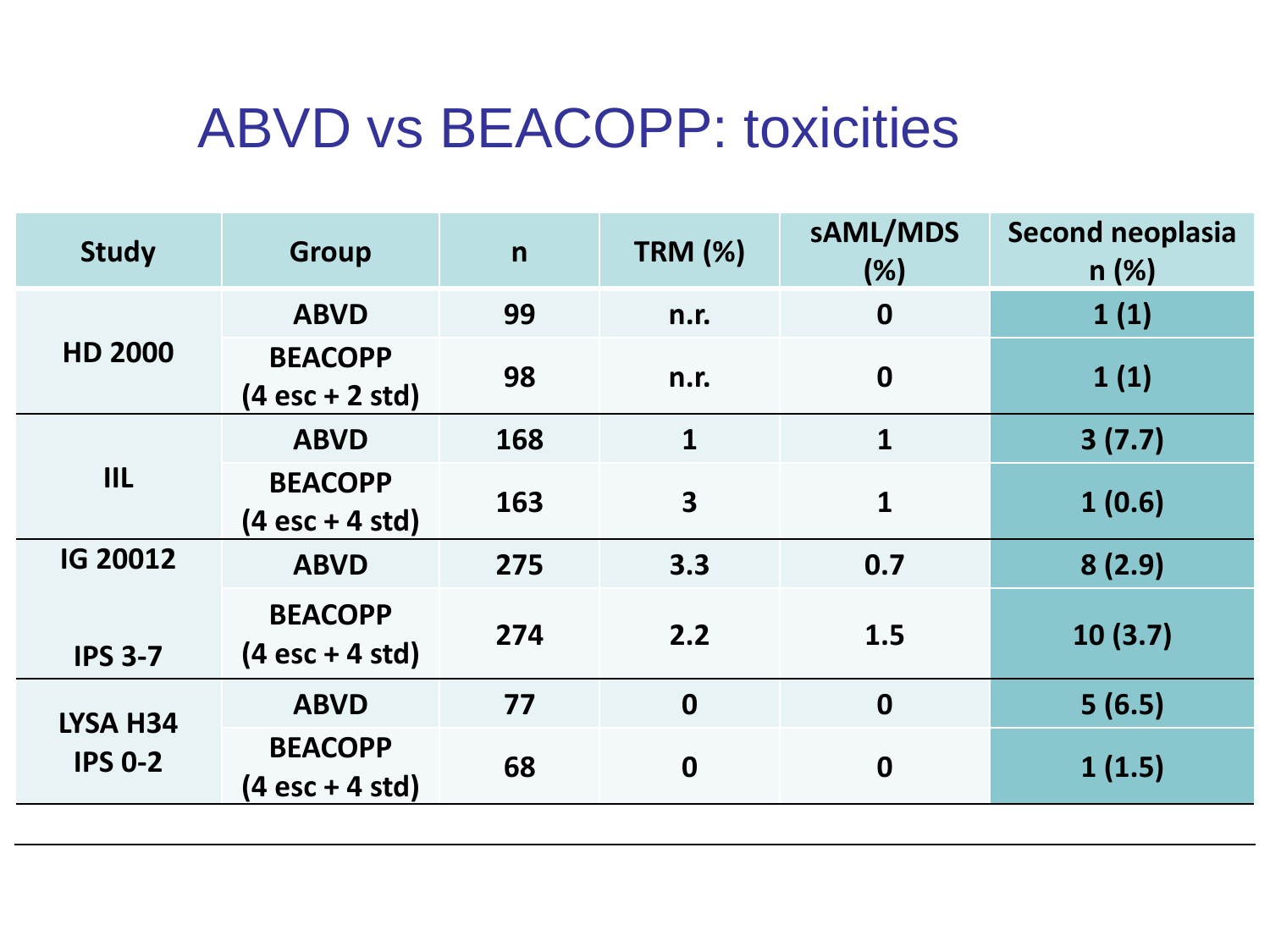# ABVD vs BEACOPP: toxicities

| Study | Group | n | TRM (%) | sAML/MDS (%) | Second neoplasia n (%) |
|---|---|---|---|---|---|
| HD 2000 | ABVD | 99 | n.r. | 0 | 1 (1) |
| | BEACOPP (4 esc + 2 std) | 98 | n.r. | 0 | 1 (1) |
| IIL | ABVD | 168 | 1 | 1 | 3 (7.7) |
| | BEACOPP (4 esc + 4 std) | 163 | 3 | 1 | 1 (0.6) |
| IG 20012 IPS 3-7 | ABVD | 275 | 3.3 | 0.7 | 8 (2.9) |
| | BEACOPP (4 esc + 4 std) | 274 | 2.2 | 1.5 | 10 (3.7) |
| LYSA H34 IPS 0-2 | ABVD | 77 | 0 | 0 | 5 (6.5) |
| | BEACOPP (4 esc + 4 std) | 68 | 0 | 0 | 1 (1.5) |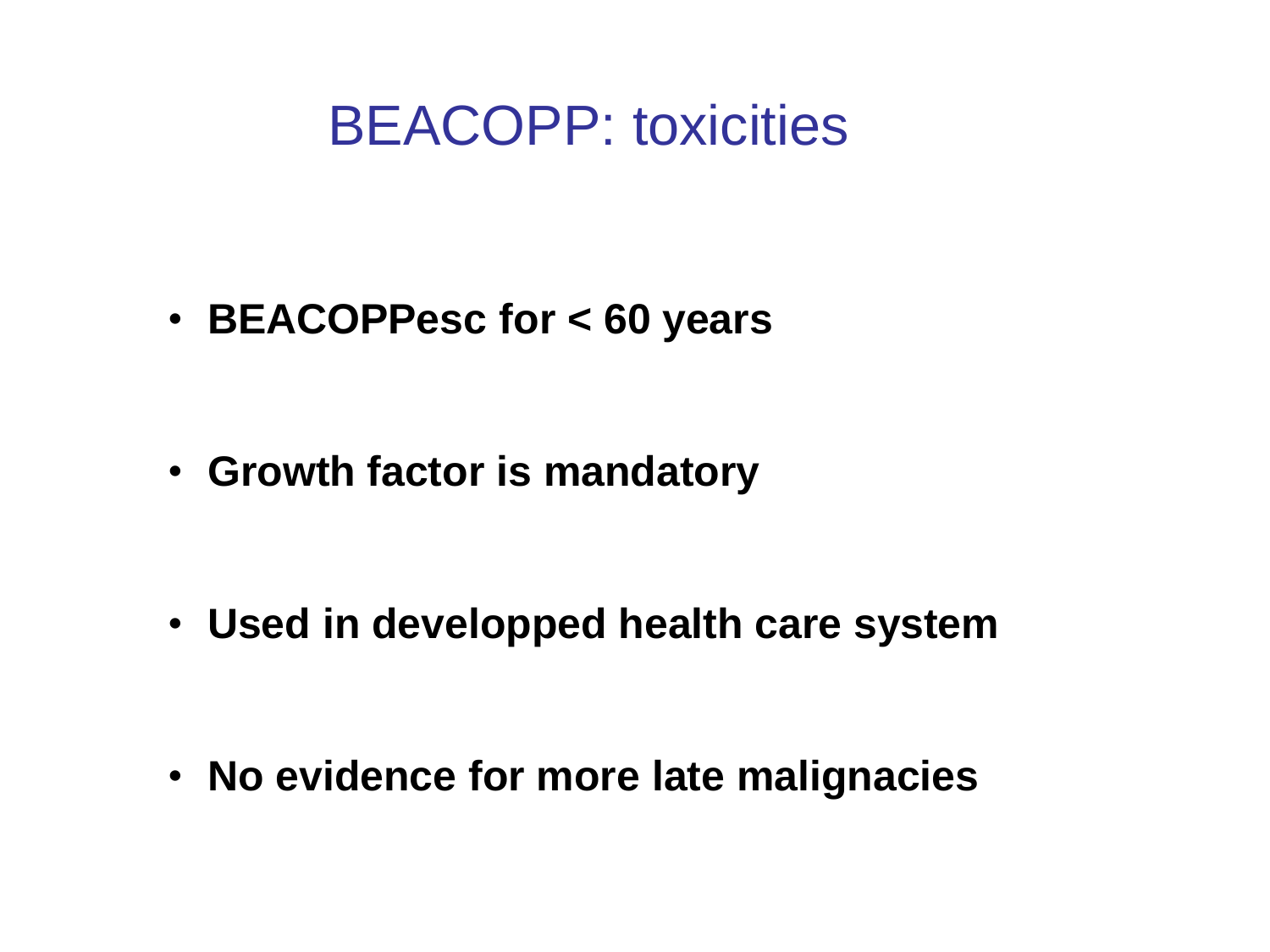# BEACOPP: toxicities

- **BEACOPPesc for < 60 years**
- **Growth factor is mandatory**
- **Used in developped health care system**
- **No evidence for more late malignacies**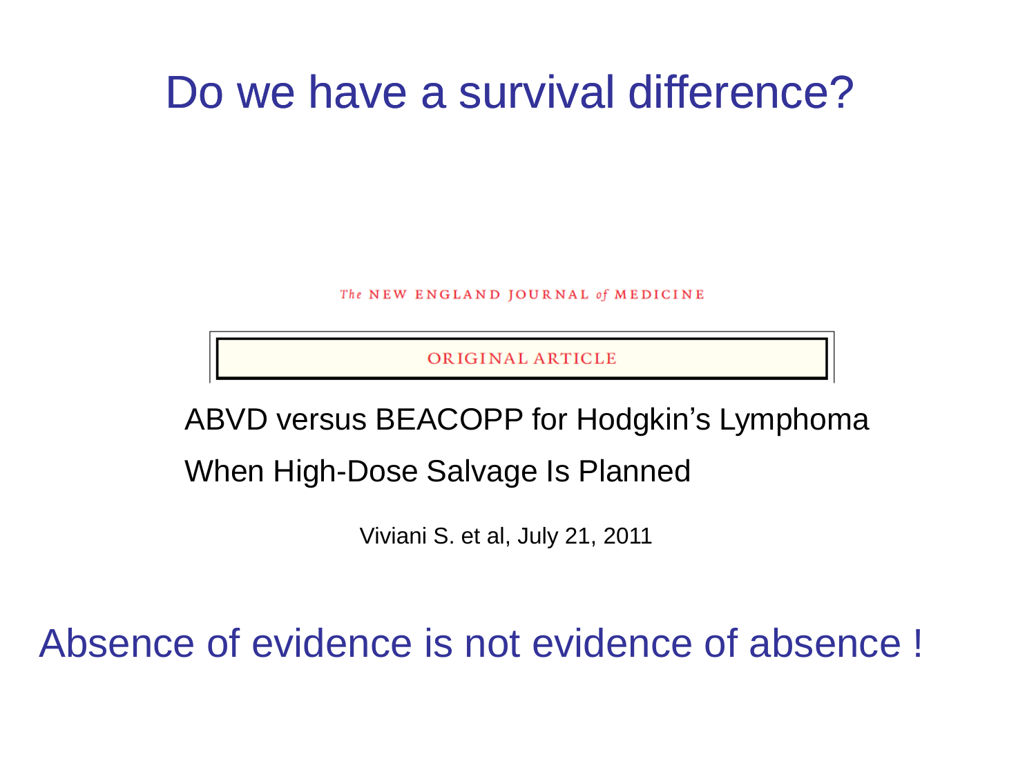# Do we have a survival difference?

The NEW ENGLAND JOURNAL of MEDICINE

ORIGINAL ARTICLE

ABVD versus BEACOPP for Hodgkin's Lymphoma When High-Dose Salvage Is Planned

Viviani S. et al, July 21, 2011

Absence of evidence is not evidence of absence !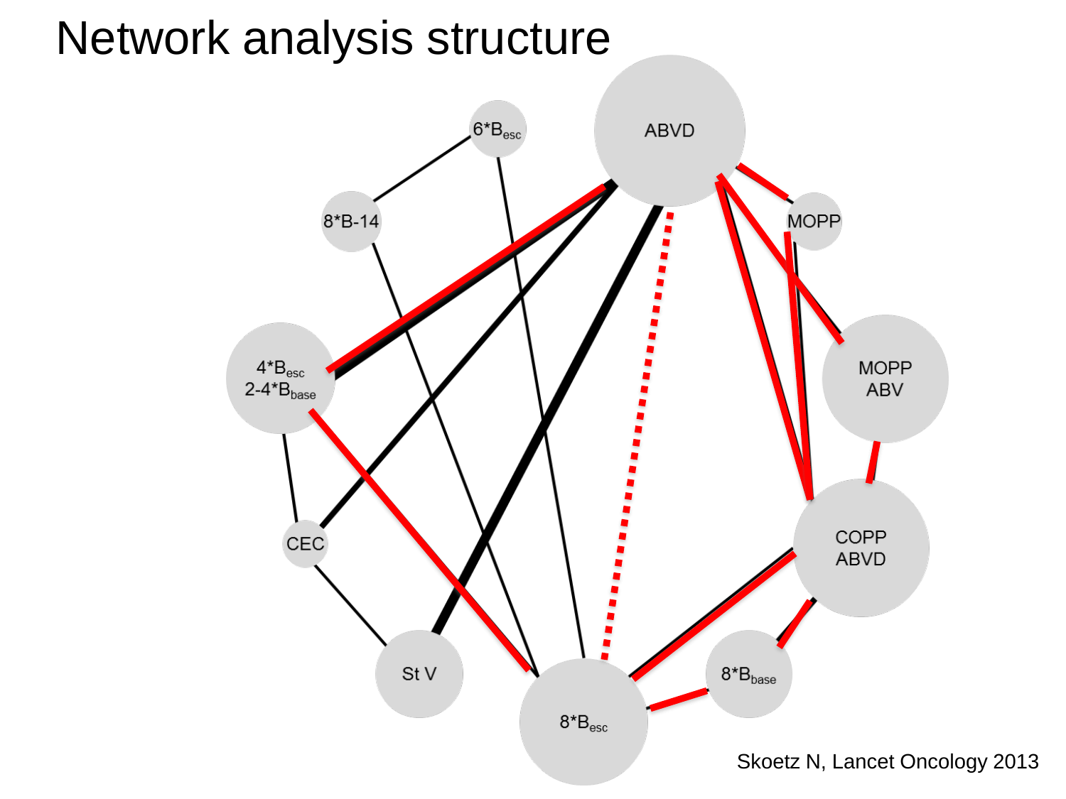# Network analysis structure

ABVD

$6*B_{esc}$

$8*B\text{-}14$

MOPP

$4*B_{esc}$
$2\text{-}4*B_{base}$

MOPP
ABV

CEC

COPP
ABVD

St V

$8*B_{base}$

$8*B_{esc}$

Skoetz N, Lancet Oncology 2013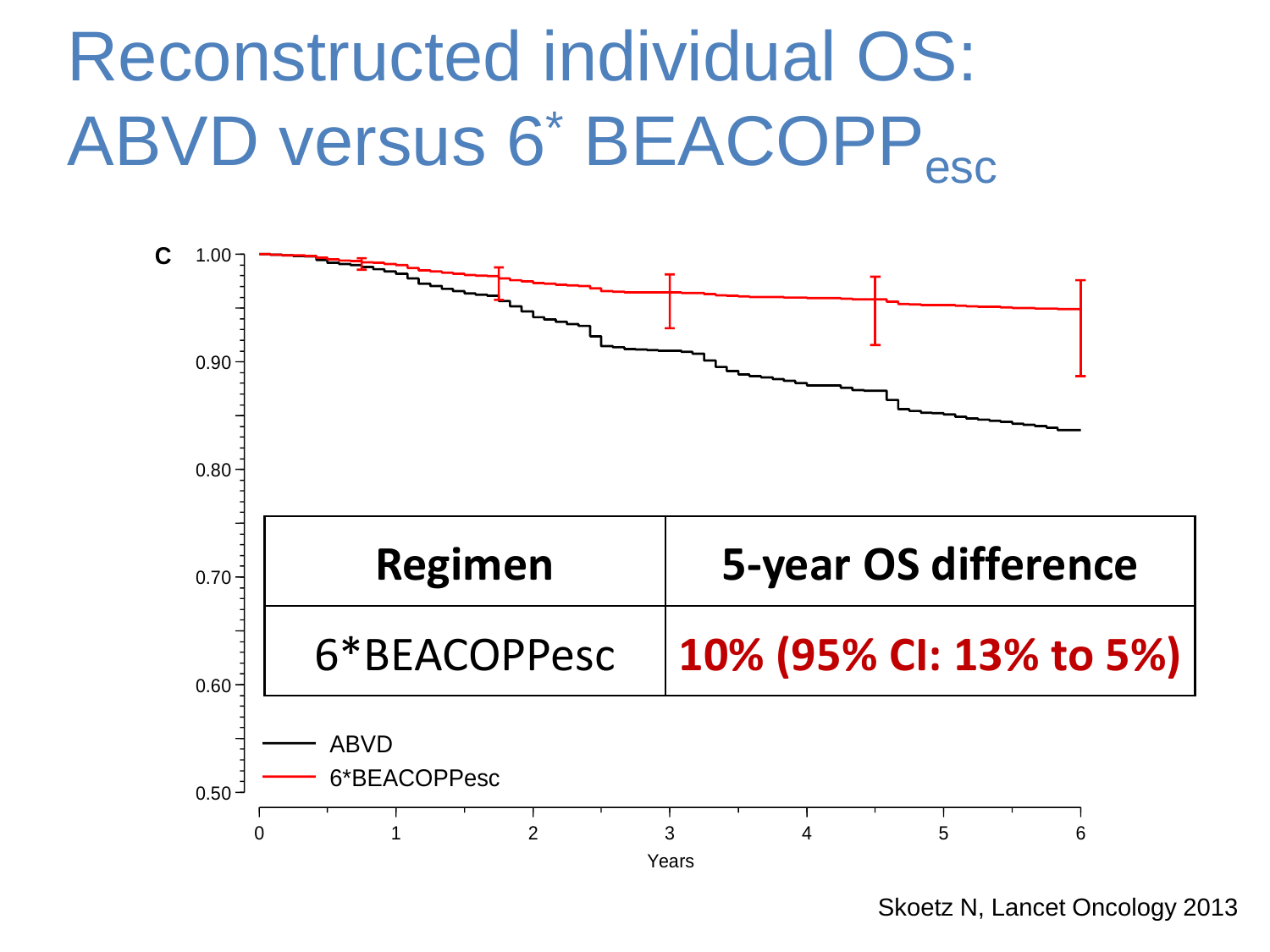# Reconstructed individual OS: ABVD versus 6[*] $BEACOPP_{esc}$

| Regimen | 5-year OS difference |
|---|---|
| 6*BEACOPPesc | **10% (95% CI: 13% to 5%)** |

Skoetz N, Lancet Oncology 2013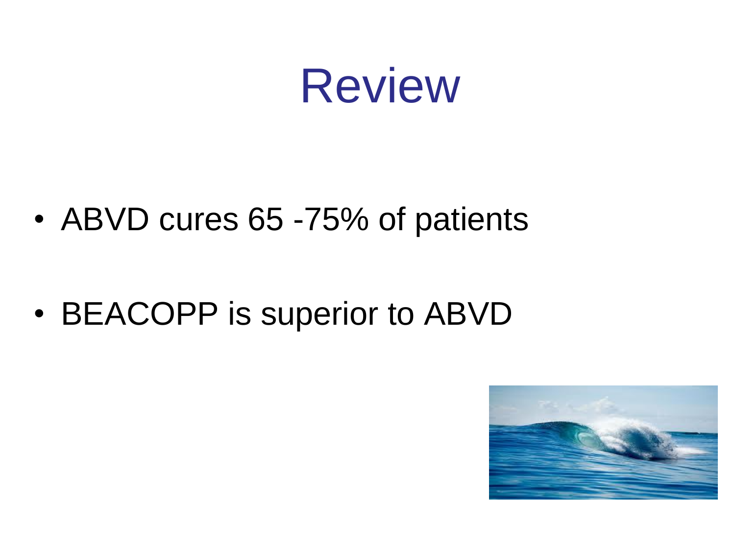# Review

- ABVD cures 65 -75% of patients
- BEACOPP is superior to ABVD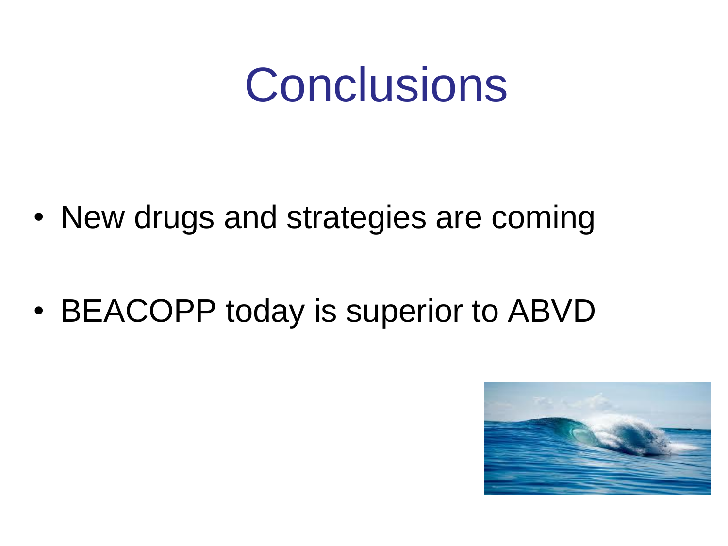# Conclusions

- New drugs and strategies are coming
- BEACOPP today is superior to ABVD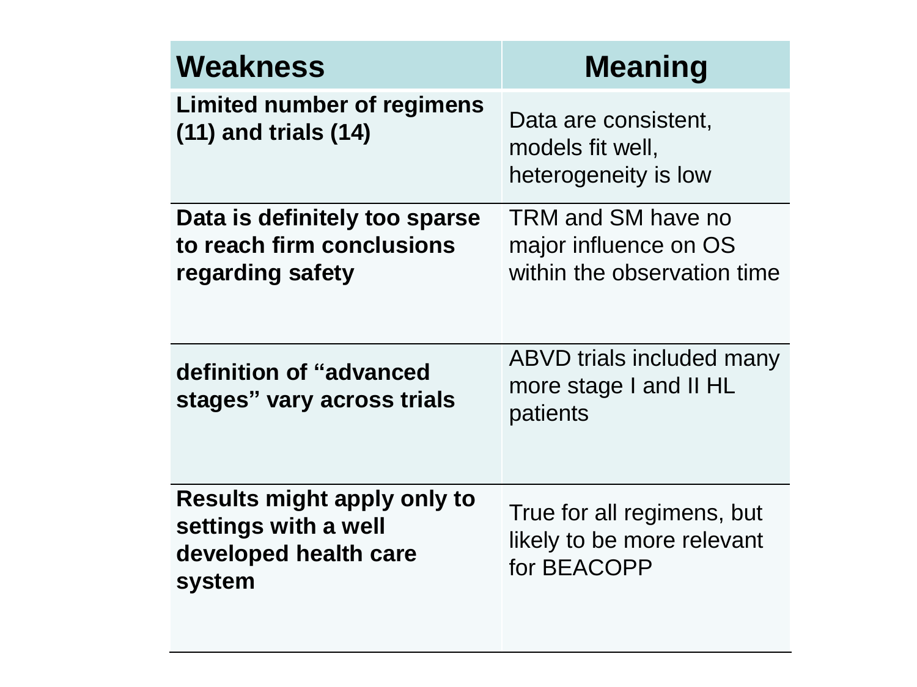| Weakness | Meaning |
|---|---|
| **Limited number of regimens (11) and trials (14)** | Data are consistent, models fit well, heterogeneity is low |
| **Data is definitely too sparse to reach firm conclusions regarding safety** | TRM and SM have no major influence on OS within the observation time |
| **definition of “advanced stages” vary across trials** | ABVD trials included many more stage I and II HL patients |
| **Results might apply only to settings with a well developed health care system** | True for all regimens, but likely to be more relevant for BEACOPP |